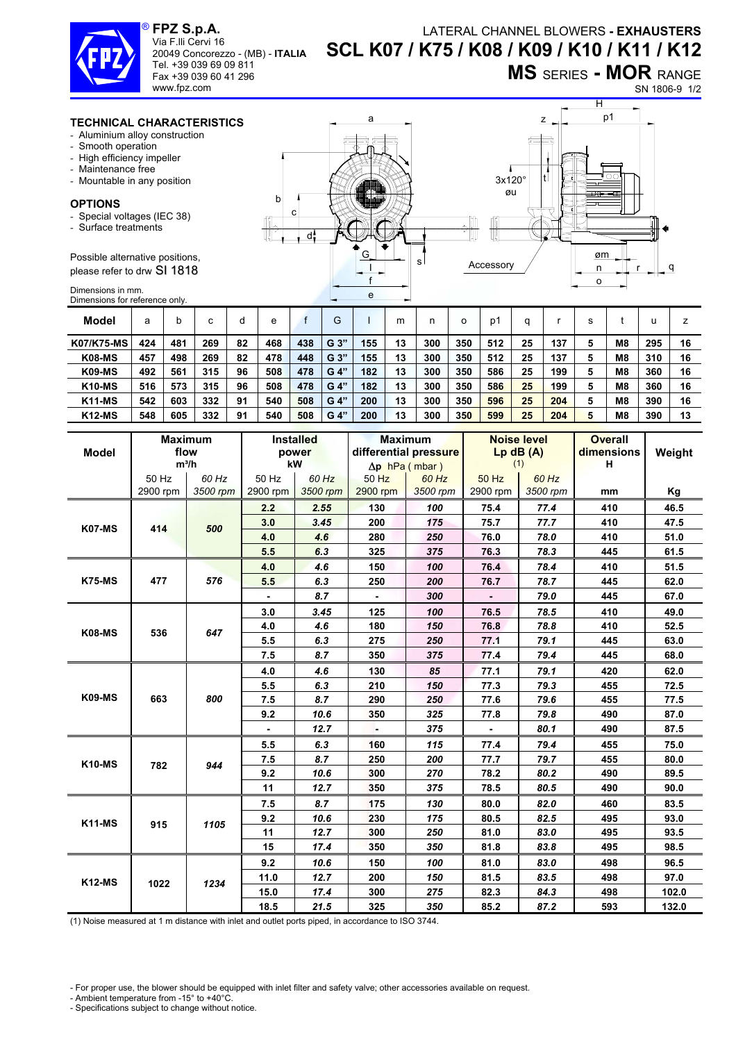**FPZ S.p.A.**
Via F.lli Cervi 16
20049 Concorezzo - (MB) - **ITALIA**
Tel. +39 039 69 09 811
Fax +39 039 60 41 296
www.fpz.com

LATERAL CHANNEL BLOWERS - **EXHAUSTERS**

# SCL K07 / K75 / K08 / K09 / K10 / K11 / K12

## MS SERIES - MOR RANGE

SN 1806-9 1/2

### TECHNICAL CHARACTERISTICS

- Aluminium alloy construction
- Smooth operation
- High efficiency impeller
- Maintenance free
- Mountable in any position

### OPTIONS

- Special voltages (IEC 38)
- Surface treatments

Possible alternative positions, please refer to drw SI 1818

Dimensions in mm.
Dimensions for reference only.

| Model | a | b | c | d | e | f | G | l | m | n | o | p1 | q | r | s | t | u | z |
|---|---|---|---|---|---|---|---|---|---|---|---|---|---|---|---|---|---|---|
| K07/K75-MS | 424 | 481 | 269 | 82 | 468 | 438 | G 3" | 155 | 13 | 300 | 350 | 512 | 25 | 137 | 5 | M8 | 295 | 16 |
| K08-MS | 457 | 498 | 269 | 82 | 478 | 448 | G 3" | 155 | 13 | 300 | 350 | 512 | 25 | 137 | 5 | M8 | 310 | 16 |
| K09-MS | 492 | 561 | 315 | 96 | 508 | 478 | G 4" | 182 | 13 | 300 | 350 | 586 | 25 | 199 | 5 | M8 | 360 | 16 |
| K10-MS | 516 | 573 | 315 | 96 | 508 | 478 | G 4" | 182 | 13 | 300 | 350 | 586 | 25 | 199 | 5 | M8 | 360 | 16 |
| K11-MS | 542 | 603 | 332 | 91 | 540 | 508 | G 4" | 200 | 13 | 300 | 350 | 596 | 25 | 204 | 5 | M8 | 390 | 16 |
| K12-MS | 548 | 605 | 332 | 91 | 540 | 508 | G 4" | 200 | 13 | 300 | 350 | 599 | 25 | 204 | 5 | M8 | 390 | 13 |

| Model | Maximum flow m³/h | | Installed power kW | | Maximum differential pressure Δp hPa ( mbar ) | | Noise level Lp dB (A) (1) | | Overall dimensions H | Weight |
|---|---|---|---|---|---|---|---|---|---|---|
| | 50 Hz 2900 rpm | *60 Hz 3500 rpm* | 50 Hz 2900 rpm | *60 Hz 3500 rpm* | 50 Hz 2900 rpm | *60 Hz 3500 rpm* | 50 Hz 2900 rpm | *60 Hz 3500 rpm* | mm | Kg |
| **K07-MS** | 414 | *500* | 2.2 | *2.55* | 130 | *100* | 75.4 | *77.4* | 410 | 46.5 |
| | | | 3.0 | *3.45* | 200 | *175* | 75.7 | *77.7* | 410 | 47.5 |
| | | | 4.0 | *4.6* | 280 | *250* | 76.0 | *78.0* | 410 | 51.0 |
| | | | 5.5 | *6.3* | 325 | *375* | 76.3 | *78.3* | 445 | 61.5 |
| **K75-MS** | 477 | *576* | 4.0 | *4.6* | 150 | *100* | 76.4 | *78.4* | 410 | 51.5 |
| | | | 5.5 | *6.3* | 250 | *200* | 76.7 | *78.7* | 445 | 62.0 |
| | | | - | *8.7* | - | *300* | - | *79.0* | 445 | 67.0 |
| **K08-MS** | 536 | *647* | 3.0 | *3.45* | 125 | *100* | 76.5 | *78.5* | 410 | 49.0 |
| | | | 4.0 | *4.6* | 180 | *150* | 76.8 | *78.8* | 410 | 52.5 |
| | | | 5.5 | *6.3* | 275 | *250* | 77.1 | *79.1* | 445 | 63.0 |
| | | | 7.5 | *8.7* | 350 | *375* | 77.4 | *79.4* | 445 | 68.0 |
| **K09-MS** | 663 | *800* | 4.0 | *4.6* | 130 | *85* | 77.1 | *79.1* | 420 | 62.0 |
| | | | 5.5 | *6.3* | 210 | *150* | 77.3 | *79.3* | 455 | 72.5 |
| | | | 7.5 | *8.7* | 290 | *250* | 77.6 | *79.6* | 455 | 77.5 |
| | | | 9.2 | *10.6* | 350 | *325* | 77.8 | *79.8* | 490 | 87.0 |
| | | | - | *12.7* | - | *375* | - | *80.1* | 490 | 87.5 |
| **K10-MS** | 782 | *944* | 5.5 | *6.3* | 160 | *115* | 77.4 | *79.4* | 455 | 75.0 |
| | | | 7.5 | *8.7* | 250 | *200* | 77.7 | *79.7* | 455 | 80.0 |
| | | | 9.2 | *10.6* | 300 | *270* | 78.2 | *80.2* | 490 | 89.5 |
| | | | 11 | *12.7* | 350 | *375* | 78.5 | *80.5* | 490 | 90.0 |
| **K11-MS** | 915 | *1105* | 7.5 | *8.7* | 175 | *130* | 80.0 | *82.0* | 460 | 83.5 |
| | | | 9.2 | *10.6* | 230 | *175* | 80.5 | *82.5* | 495 | 93.0 |
| | | | 11 | *12.7* | 300 | *250* | 81.0 | *83.0* | 495 | 93.5 |
| | | | 15 | *17.4* | 350 | *350* | 81.8 | *83.8* | 495 | 98.5 |
| **K12-MS** | 1022 | *1234* | 9.2 | *10.6* | 150 | *100* | 81.0 | *83.0* | 498 | 96.5 |
| | | | 11.0 | *12.7* | 200 | *150* | 81.5 | *83.5* | 498 | 97.0 |
| | | | 15.0 | *17.4* | 300 | *275* | 82.3 | *84.3* | 498 | 102.0 |
| | | | 18.5 | *21.5* | 325 | *350* | 85.2 | *87.2* | 593 | 132.0 |

(1) Noise measured at 1 m distance with inlet and outlet ports piped, in accordance to ISO 3744.

- For proper use, the blower should be equipped with inlet filter and safety valve; other accessories available on request.
- Ambient temperature from -15° to +40°C.
- Specifications subject to change without notice.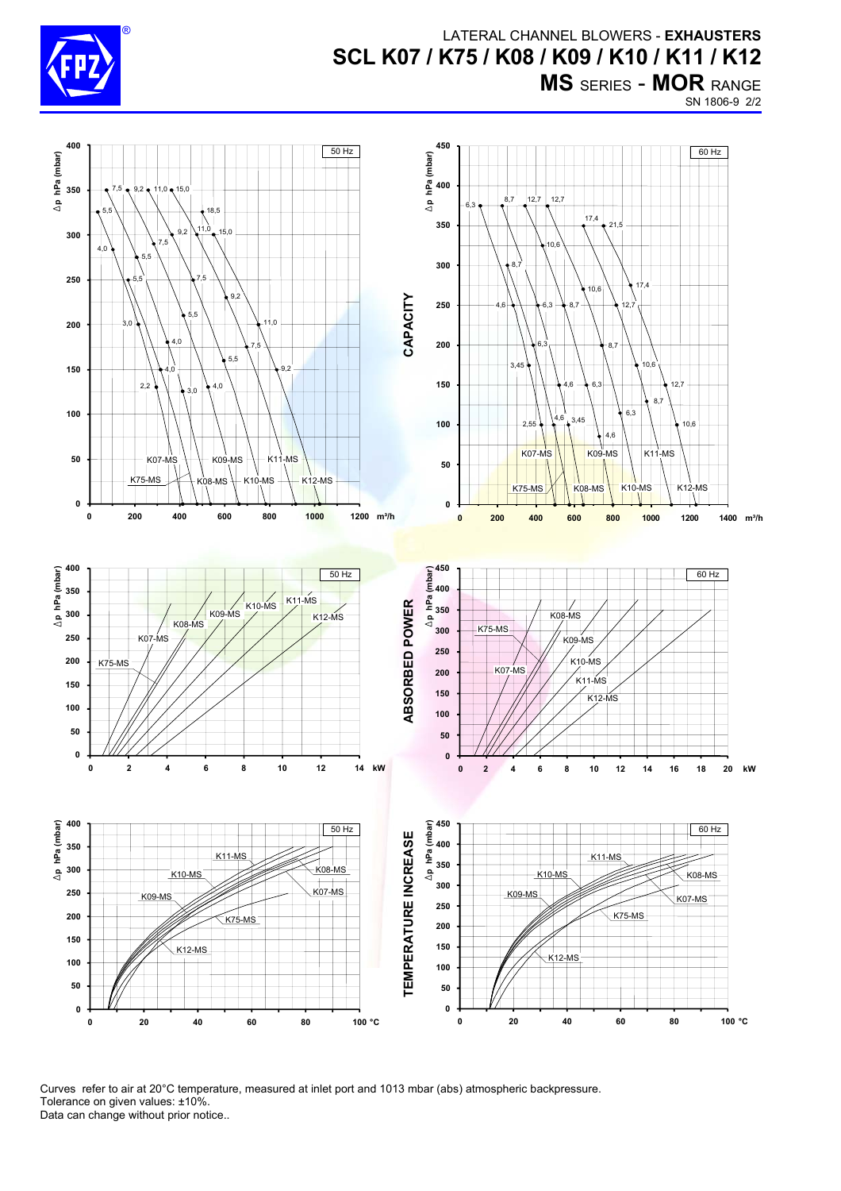# LATERAL CHANNEL BLOWERS - **EXHAUSTERS**

# SCL K07 / K75 / K08 / K09 / K10 / K11 / K12

## MS SERIES - MOR RANGE

SN 1806-9 2/2

**CAPACITY**

50 Hz

Δp hPa (mbar)

400
350
300
250
200
150
100
50
0

0 200 400 600 800 1000 1200 m³/h

7,5 9,2 11,0 15,0
5,5 18,5
9,2 11,0 15,0
7,5
4,0 5,5
5,5 7,5
9,2
5,5
3,0 11,0
4,0 7,5
4,0 5,5 9,2
2,2 4,0
3,0

K07-MS K09-MS K11-MS
K75-MS K08-MS K10-MS K12-MS

60 Hz

Δp hPa (mbar)

450
400
350
300
250
200
150
100
50
0

0 200 400 600 800 1000 1200 1400 m³/h

8,7 12,7 12,7
6,3
17,4 21,5
10,6
8,7
17,4
10,6
4,6 6,3 8,7 12,7
6,3 8,7
3,45 10,6
4,6 6,3 12,7
8,7
6,3
4,6 3,45 10,6
2,55
4,6

K07-MS K09-MS K11-MS
K75-MS K08-MS K10-MS K12-MS

**ABSORBED POWER**

50 Hz

Δp hPa (mbar)

400
350
300
250
200
150
100
50
0

0 2 4 6 8 10 12 14 kW

K75-MS K07-MS K08-MS K09-MS K10-MS K11-MS K12-MS

60 Hz

Δp hPa (mbar)

450
400
350
300
250
200
150
100
50
0

0 2 4 6 8 10 12 14 16 18 20 kW

K75-MS K07-MS K08-MS K09-MS K10-MS K11-MS K12-MS

**TEMPERATURE INCREASE**

50 Hz

Δp hPa (mbar)

400
350
300
250
200
150
100
50
0

0 20 40 60 80 100 °C

K11-MS K10-MS K08-MS K09-MS K07-MS K75-MS K12-MS

60 Hz

Δp hPa (mbar)

450
400
350
300
250
200
150
100
50
0

0 20 40 60 80 100 °C

K11-MS K10-MS K08-MS K09-MS K07-MS K75-MS K12-MS

Curves refer to air at 20°C temperature, measured at inlet port and 1013 mbar (abs) atmospheric backpressure.
Tolerance on given values: ±10%.
Data can change without prior notice..